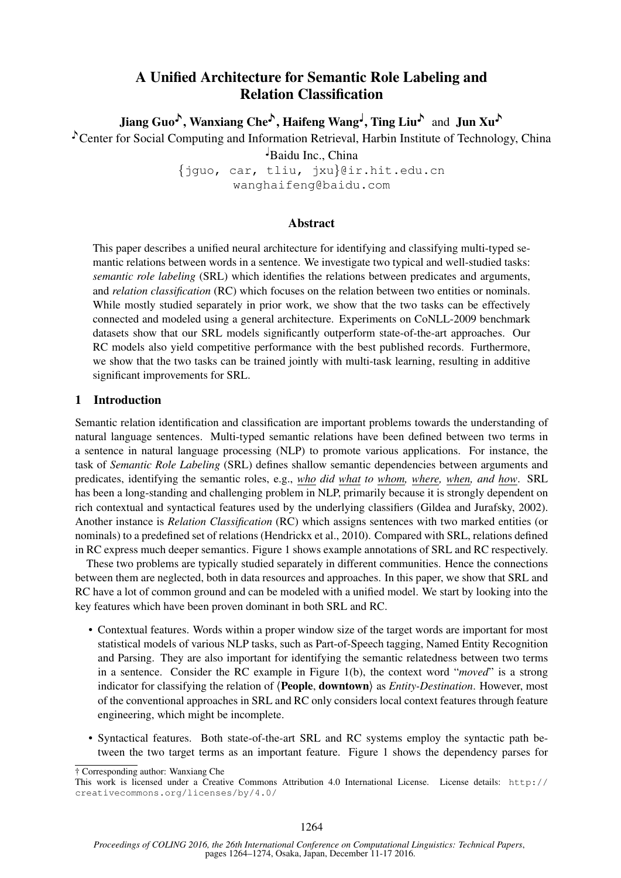# A Unified Architecture for Semantic Role Labeling and Relation Classification

**Jiang Guo**[♪], **Wanxiang Che**[♪], **Haifeng Wang**[♩], **Ting Liu**[♪] and **Jun Xu**[♪]

[♪]Center for Social Computing and Information Retrieval, Harbin Institute of Technology, China

[♩]Baidu Inc., China

{jguo, car, tliu, jxu}@ir.hit.edu.cn

wanghaifeng@baidu.com

## Abstract

This paper describes a unified neural architecture for identifying and classifying multi-typed semantic relations between words in a sentence. We investigate two typical and well-studied tasks: *semantic role labeling* (SRL) which identifies the relations between predicates and arguments, and *relation classification* (RC) which focuses on the relation between two entities or nominals. While mostly studied separately in prior work, we show that the two tasks can be effectively connected and modeled using a general architecture. Experiments on CoNLL-2009 benchmark datasets show that our SRL models significantly outperform state-of-the-art approaches. Our RC models also yield competitive performance with the best published records. Furthermore, we show that the two tasks can be trained jointly with multi-task learning, resulting in additive significant improvements for SRL.

## 1 Introduction

Semantic relation identification and classification are important problems towards the understanding of natural language sentences. Multi-typed semantic relations have been defined between two terms in a sentence in natural language processing (NLP) to promote various applications. For instance, the task of *Semantic Role Labeling* (SRL) defines shallow semantic dependencies between arguments and predicates, identifying the semantic roles, e.g., *who did what to whom, where, when, and how*. SRL has been a long-standing and challenging problem in NLP, primarily because it is strongly dependent on rich contextual and syntactical features used by the underlying classifiers (Gildea and Jurafsky, 2002). Another instance is *Relation Classification* (RC) which assigns sentences with two marked entities (or nominals) to a predefined set of relations (Hendrickx et al., 2010). Compared with SRL, relations defined in RC express much deeper semantics. Figure 1 shows example annotations of SRL and RC respectively.

These two problems are typically studied separately in different communities. Hence the connections between them are neglected, both in data resources and approaches. In this paper, we show that SRL and RC have a lot of common ground and can be modeled with a unified model. We start by looking into the key features which have been proven dominant in both SRL and RC.

- Contextual features. Words within a proper window size of the target words are important for most statistical models of various NLP tasks, such as Part-of-Speech tagging, Named Entity Recognition and Parsing. They are also important for identifying the semantic relatedness between two terms in a sentence. Consider the RC example in Figure 1(b), the context word "*moved*" is a strong indicator for classifying the relation of ⟨**People**, **downtown**⟩ as *Entity-Destination*. However, most of the conventional approaches in SRL and RC only considers local context features through feature engineering, which might be incomplete.
- Syntactical features. Both state-of-the-art SRL and RC systems employ the syntactic path between the two target terms as an important feature. Figure 1 shows the dependency parses for

† Corresponding author: Wanxiang Che

This work is licensed under a Creative Commons Attribution 4.0 International License. License details: http://creativecommons.org/licenses/by/4.0/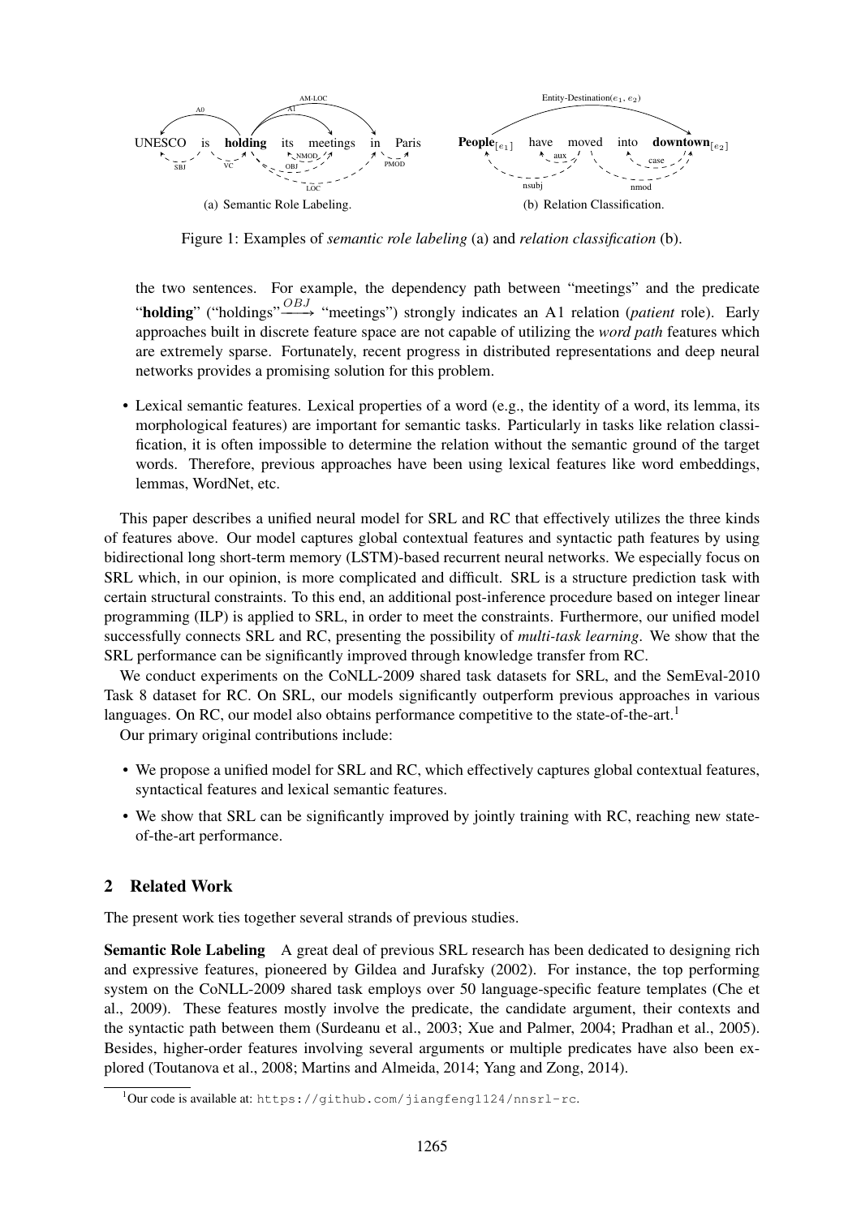UNESCO is **holding** its meetings in Paris

A0

A1

AM-LOC

SBJ

VC

NMOD

OBJ

LOC

PMOD

(a) Semantic Role Labeling.

**People**$_{[e_1]}$ have moved into **downtown**$_{[e_2]}$

Entity-Destination($e_1$, $e_2$)

aux

case

nsubj

nmod

(b) Relation Classification.

Figure 1: Examples of *semantic role labeling* (a) and *relation classification* (b).

the two sentences. For example, the dependency path between "meetings" and the predicate "**holding**" ("holdings" $\xrightarrow{OBJ}$ "meetings") strongly indicates an A1 relation (*patient* role). Early approaches built in discrete feature space are not capable of utilizing the *word path* features which are extremely sparse. Fortunately, recent progress in distributed representations and deep neural networks provides a promising solution for this problem.

- Lexical semantic features. Lexical properties of a word (e.g., the identity of a word, its lemma, its morphological features) are important for semantic tasks. Particularly in tasks like relation classification, it is often impossible to determine the relation without the semantic ground of the target words. Therefore, previous approaches have been using lexical features like word embeddings, lemmas, WordNet, etc.

This paper describes a unified neural model for SRL and RC that effectively utilizes the three kinds of features above. Our model captures global contextual features and syntactic path features by using bidirectional long short-term memory (LSTM)-based recurrent neural networks. We especially focus on SRL which, in our opinion, is more complicated and difficult. SRL is a structure prediction task with certain structural constraints. To this end, an additional post-inference procedure based on integer linear programming (ILP) is applied to SRL, in order to meet the constraints. Furthermore, our unified model successfully connects SRL and RC, presenting the possibility of *multi-task learning*. We show that the SRL performance can be significantly improved through knowledge transfer from RC.

We conduct experiments on the CoNLL-2009 shared task datasets for SRL, and the SemEval-2010 Task 8 dataset for RC. On SRL, our models significantly outperform previous approaches in various languages. On RC, our model also obtains performance competitive to the state-of-the-art.[1]

Our primary original contributions include:

- We propose a unified model for SRL and RC, which effectively captures global contextual features, syntactical features and lexical semantic features.
- We show that SRL can be significantly improved by jointly training with RC, reaching new state-of-the-art performance.

## 2 Related Work

The present work ties together several strands of previous studies.

**Semantic Role Labeling** A great deal of previous SRL research has been dedicated to designing rich and expressive features, pioneered by Gildea and Jurafsky (2002). For instance, the top performing system on the CoNLL-2009 shared task employs over 50 language-specific feature templates (Che et al., 2009). These features mostly involve the predicate, the candidate argument, their contexts and the syntactic path between them (Surdeanu et al., 2003; Xue and Palmer, 2004; Pradhan et al., 2005). Besides, higher-order features involving several arguments or multiple predicates have also been explored (Toutanova et al., 2008; Martins and Almeida, 2014; Yang and Zong, 2014).

[1] Our code is available at: `https://github.com/jiangfeng1124/nnsrl-rc`.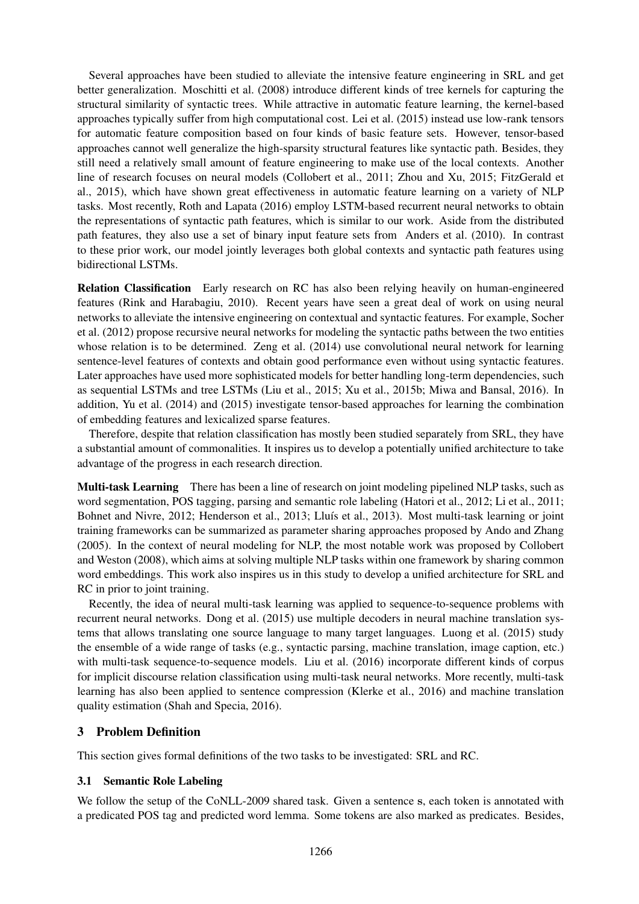Several approaches have been studied to alleviate the intensive feature engineering in SRL and get better generalization. Moschitti et al. (2008) introduce different kinds of tree kernels for capturing the structural similarity of syntactic trees. While attractive in automatic feature learning, the kernel-based approaches typically suffer from high computational cost. Lei et al. (2015) instead use low-rank tensors for automatic feature composition based on four kinds of basic feature sets. However, tensor-based approaches cannot well generalize the high-sparsity structural features like syntactic path. Besides, they still need a relatively small amount of feature engineering to make use of the local contexts. Another line of research focuses on neural models (Collobert et al., 2011; Zhou and Xu, 2015; FitzGerald et al., 2015), which have shown great effectiveness in automatic feature learning on a variety of NLP tasks. Most recently, Roth and Lapata (2016) employ LSTM-based recurrent neural networks to obtain the representations of syntactic path features, which is similar to our work. Aside from the distributed path features, they also use a set of binary input feature sets from Anders et al. (2010). In contrast to these prior work, our model jointly leverages both global contexts and syntactic path features using bidirectional LSTMs.

**Relation Classification** Early research on RC has also been relying heavily on human-engineered features (Rink and Harabagiu, 2010). Recent years have seen a great deal of work on using neural networks to alleviate the intensive engineering on contextual and syntactic features. For example, Socher et al. (2012) propose recursive neural networks for modeling the syntactic paths between the two entities whose relation is to be determined. Zeng et al. (2014) use convolutional neural network for learning sentence-level features of contexts and obtain good performance even without using syntactic features. Later approaches have used more sophisticated models for better handling long-term dependencies, such as sequential LSTMs and tree LSTMs (Liu et al., 2015; Xu et al., 2015b; Miwa and Bansal, 2016). In addition, Yu et al. (2014) and (2015) investigate tensor-based approaches for learning the combination of embedding features and lexicalized sparse features.

Therefore, despite that relation classification has mostly been studied separately from SRL, they have a substantial amount of commonalities. It inspires us to develop a potentially unified architecture to take advantage of the progress in each research direction.

**Multi-task Learning** There has been a line of research on joint modeling pipelined NLP tasks, such as word segmentation, POS tagging, parsing and semantic role labeling (Hatori et al., 2012; Li et al., 2011; Bohnet and Nivre, 2012; Henderson et al., 2013; Lluís et al., 2013). Most multi-task learning or joint training frameworks can be summarized as parameter sharing approaches proposed by Ando and Zhang (2005). In the context of neural modeling for NLP, the most notable work was proposed by Collobert and Weston (2008), which aims at solving multiple NLP tasks within one framework by sharing common word embeddings. This work also inspires us in this study to develop a unified architecture for SRL and RC in prior to joint training.

Recently, the idea of neural multi-task learning was applied to sequence-to-sequence problems with recurrent neural networks. Dong et al. (2015) use multiple decoders in neural machine translation systems that allows translating one source language to many target languages. Luong et al. (2015) study the ensemble of a wide range of tasks (e.g., syntactic parsing, machine translation, image caption, etc.) with multi-task sequence-to-sequence models. Liu et al. (2016) incorporate different kinds of corpus for implicit discourse relation classification using multi-task neural networks. More recently, multi-task learning has also been applied to sentence compression (Klerke et al., 2016) and machine translation quality estimation (Shah and Specia, 2016).

## 3 Problem Definition

This section gives formal definitions of the two tasks to be investigated: SRL and RC.

### 3.1 Semantic Role Labeling

We follow the setup of the CoNLL-2009 shared task. Given a sentence $\mathbf{s}$, each token is annotated with a predicated POS tag and predicted word lemma. Some tokens are also marked as predicates. Besides,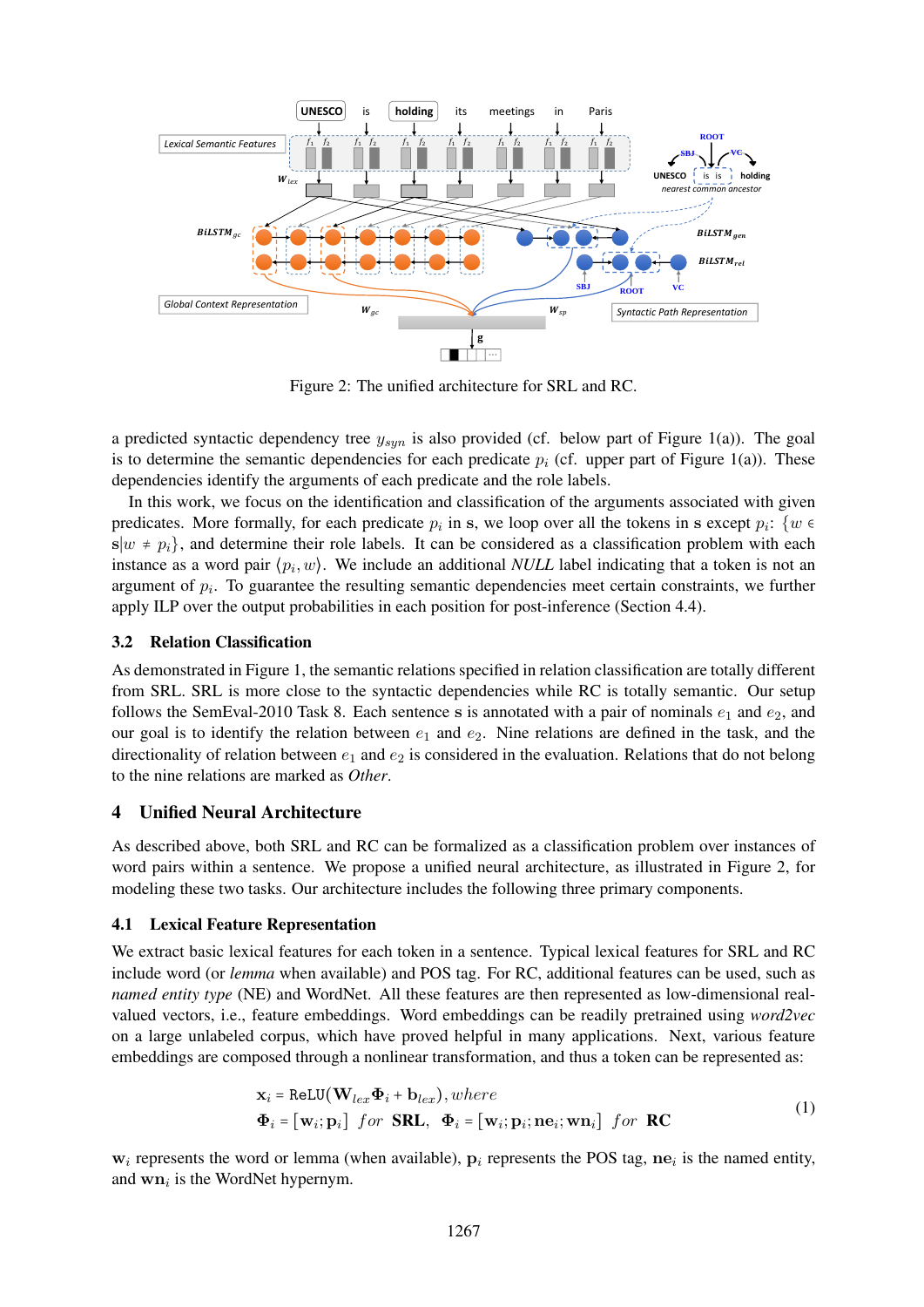UNESCO is holding its meetings in Paris

Lexical Semantic Features

$W_{lex}$

$BiLSTM_{gc}$

$BiLSTM_{gen}$

$BiLSTM_{rel}$

ROOT
SBJ VC
UNESCO is is holding
nearest common ancestor

SBJ ROOT VC

Global Context Representation

$W_{gc}$

$W_{sp}$

Syntactic Path Representation

g

Figure 2: The unified architecture for SRL and RC.

a predicted syntactic dependency tree $y_{syn}$ is also provided (cf. below part of Figure 1(a)). The goal is to determine the semantic dependencies for each predicate $p_i$ (cf. upper part of Figure 1(a)). These dependencies identify the arguments of each predicate and the role labels.

In this work, we focus on the identification and classification of the arguments associated with given predicates. More formally, for each predicate $p_i$ in $\mathbf{s}$, we loop over all the tokens in $\mathbf{s}$ except $p_i$: $\{w \in \mathbf{s} | w \neq p_i\}$, and determine their role labels. It can be considered as a classification problem with each instance as a word pair $\langle p_i, w \rangle$. We include an additional *NULL* label indicating that a token is not an argument of $p_i$. To guarantee the resulting semantic dependencies meet certain constraints, we further apply ILP over the output probabilities in each position for post-inference (Section 4.4).

### 3.2 Relation Classification

As demonstrated in Figure 1, the semantic relations specified in relation classification are totally different from SRL. SRL is more close to the syntactic dependencies while RC is totally semantic. Our setup follows the SemEval-2010 Task 8. Each sentence $\mathbf{s}$ is annotated with a pair of nominals $e_1$ and $e_2$, and our goal is to identify the relation between $e_1$ and $e_2$. Nine relations are defined in the task, and the directionality of relation between $e_1$ and $e_2$ is considered in the evaluation. Relations that do not belong to the nine relations are marked as *Other*.

## 4 Unified Neural Architecture

As described above, both SRL and RC can be formalized as a classification problem over instances of word pairs within a sentence. We propose a unified neural architecture, as illustrated in Figure 2, for modeling these two tasks. Our architecture includes the following three primary components.

### 4.1 Lexical Feature Representation

We extract basic lexical features for each token in a sentence. Typical lexical features for SRL and RC include word (or *lemma* when available) and POS tag. For RC, additional features can be used, such as *named entity type* (NE) and WordNet. All these features are then represented as low-dimensional real-valued vectors, i.e., feature embeddings. Word embeddings can be readily pretrained using *word2vec* on a large unlabeled corpus, which have proved helpful in many applications. Next, various feature embeddings are composed through a nonlinear transformation, and thus a token can be represented as:

$$
\begin{aligned}
&\mathbf{x}_i = \mathtt{ReLU}(\mathbf{W}_{lex}\mathbf{\Phi}_i + \mathbf{b}_{lex}), where \\
&\mathbf{\Phi}_i = [\mathbf{w}_i; \mathbf{p}_i] \;\; for \;\; \mathbf{SRL}, \;\; \mathbf{\Phi}_i = [\mathbf{w}_i; \mathbf{p}_i; \mathbf{ne}_i; \mathbf{wn}_i] \;\; for \;\; \mathbf{RC}
\end{aligned}
\tag{1}
$$

$\mathbf{w}_i$ represents the word or lemma (when available), $\mathbf{p}_i$ represents the POS tag, $\mathbf{ne}_i$ is the named entity, and $\mathbf{wn}_i$ is the WordNet hypernym.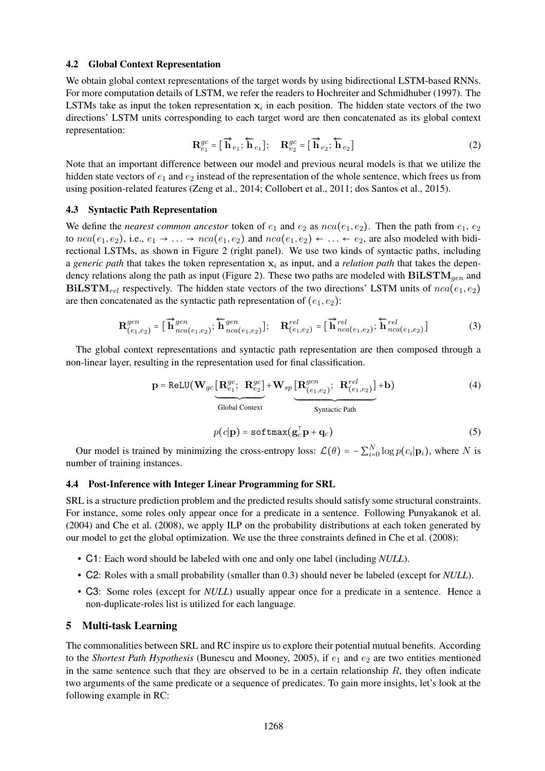### 4.2 Global Context Representation

We obtain global context representations of the target words by using bidirectional LSTM-based RNNs. For more computation details of LSTM, we refer the readers to Hochreiter and Schmidhuber (1997). The LSTMs take as input the token representation $\mathbf{x}_i$ in each position. The hidden state vectors of the two directions' LSTM units corresponding to each target word are then concatenated as its global context representation:

$$\mathbf{R}^{gc}_{e_1} = [\overrightarrow{\mathbf{h}}_{e_1}; \overleftarrow{\mathbf{h}}_{e_1}]; \quad \mathbf{R}^{gc}_{e_2} = [\overrightarrow{\mathbf{h}}_{e_2}; \overleftarrow{\mathbf{h}}_{e_2}] \tag{2}$$

Note that an important difference between our model and previous neural models is that we utilize the hidden state vectors of $e_1$ and $e_2$ instead of the representation of the whole sentence, which frees us from using position-related features (Zeng et al., 2014; Collobert et al., 2011; dos Santos et al., 2015).

### 4.3 Syntactic Path Representation

We define the *nearest common ancestor* token of $e_1$ and $e_2$ as $nca(e_1, e_2)$. Then the path from $e_1$, $e_2$ to $nca(e_1, e_2)$, i.e., $e_1 \to \ldots \to nca(e_1, e_2)$ and $nca(e_1, e_2) \leftarrow \ldots \leftarrow e_2$, are also modeled with bidirectional LSTMs, as shown in Figure 2 (right panel). We use two kinds of syntactic paths, including a *generic path* that takes the token representation $\mathbf{x}_i$ as input, and a *relation path* that takes the dependency relations along the path as input (Figure 2). These two paths are modeled with $\mathbf{BiLSTM}_{gen}$ and $\mathbf{BiLSTM}_{rel}$ respectively. The hidden state vectors of the two directions' LSTM units of $nca(e_1, e_2)$ are then concatenated as the syntactic path representation of $(e_1, e_2)$:

$$\mathbf{R}^{gen}_{(e_1,e_2)} = [\overrightarrow{\mathbf{h}}^{gen}_{nca(e_1,e_2)}; \overleftarrow{\mathbf{h}}^{gen}_{nca(e_1,e_2)}]; \quad \mathbf{R}^{rel}_{(e_1,e_2)} = [\overrightarrow{\mathbf{h}}^{rel}_{nca(e_1,e_2)}; \overleftarrow{\mathbf{h}}^{rel}_{nca(e_1,e_2)}] \tag{3}$$

The global context representations and syntactic path representation are then composed through a non-linear layer, resulting in the representation used for final classification.

$$\mathbf{p} = \mathtt{ReLU}(\mathbf{W}_{gc} \underbrace{[\mathbf{R}^{gc}_{e_1}; \ \mathbf{R}^{gc}_{e_2}]}_{\text{Global Context}} + \mathbf{W}_{sp} \underbrace{[\mathbf{R}^{gen}_{(e_1,e_2)}; \ \mathbf{R}^{rel}_{(e_1,e_2)}]}_{\text{Syntactic Path}} + \mathbf{b}) \tag{4}$$

$$p(c|\mathbf{p}) = \mathtt{softmax}(\mathbf{g}_c^{\top}\mathbf{p} + \mathbf{q}_c) \tag{5}$$

Our model is trained by minimizing the cross-entropy loss: $\mathcal{L}(\theta) = -\sum_{i=0}^{N} \log p(c_i|\mathbf{p}_i)$, where $N$ is number of training instances.

### 4.4 Post-Inference with Integer Linear Programming for SRL

SRL is a structure prediction problem and the predicted results should satisfy some structural constraints. For instance, some roles only appear once for a predicate in a sentence. Following Punyakanok et al. (2004) and Che et al. (2008), we apply ILP on the probability distributions at each token generated by our model to get the global optimization. We use the three constraints defined in Che et al. (2008):

- C1: Each word should be labeled with one and only one label (including *NULL*).
- C2: Roles with a small probability (smaller than 0.3) should never be labeled (except for *NULL*).
- C3: Some roles (except for *NULL*) usually appear once for a predicate in a sentence. Hence a non-duplicate-roles list is utilized for each language.

## 5 Multi-task Learning

The commonalities between SRL and RC inspire us to explore their potential mutual benefits. According to the *Shortest Path Hypothesis* (Bunescu and Mooney, 2005), if $e_1$ and $e_2$ are two entities mentioned in the same sentence such that they are observed to be in a certain relationship $R$, they often indicate two arguments of the same predicate or a sequence of predicates. To gain more insights, let's look at the following example in RC: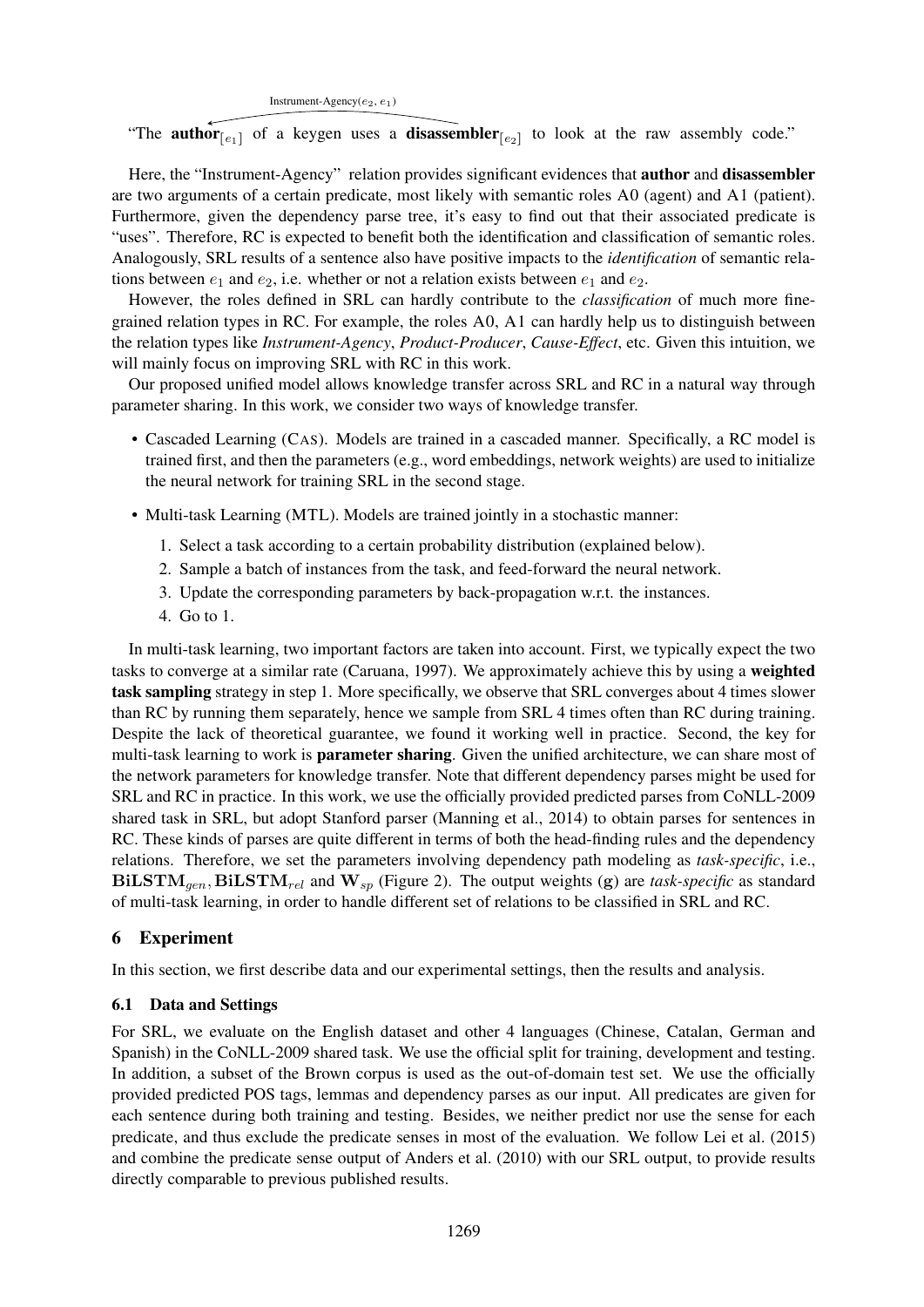Instrument-Agency($e_2$, $e_1$)

"The **author**$_{[e_1]}$ of a keygen uses a **disassembler**$_{[e_2]}$ to look at the raw assembly code."

Here, the "Instrument-Agency" relation provides significant evidences that **author** and **disassembler** are two arguments of a certain predicate, most likely with semantic roles A0 (agent) and A1 (patient). Furthermore, given the dependency parse tree, it's easy to find out that their associated predicate is "uses". Therefore, RC is expected to benefit both the identification and classification of semantic roles. Analogously, SRL results of a sentence also have positive impacts to the *identification* of semantic relations between $e_1$ and $e_2$, i.e. whether or not a relation exists between $e_1$ and $e_2$.

However, the roles defined in SRL can hardly contribute to the *classification* of much more fine-grained relation types in RC. For example, the roles A0, A1 can hardly help us to distinguish between the relation types like *Instrument-Agency*, *Product-Producer*, *Cause-Effect*, etc. Given this intuition, we will mainly focus on improving SRL with RC in this work.

Our proposed unified model allows knowledge transfer across SRL and RC in a natural way through parameter sharing. In this work, we consider two ways of knowledge transfer.

- Cascaded Learning (CAS). Models are trained in a cascaded manner. Specifically, a RC model is trained first, and then the parameters (e.g., word embeddings, network weights) are used to initialize the neural network for training SRL in the second stage.
- Multi-task Learning (MTL). Models are trained jointly in a stochastic manner:
  1. Select a task according to a certain probability distribution (explained below).
  2. Sample a batch of instances from the task, and feed-forward the neural network.
  3. Update the corresponding parameters by back-propagation w.r.t. the instances.
  4. Go to 1.

In multi-task learning, two important factors are taken into account. First, we typically expect the two tasks to converge at a similar rate (Caruana, 1997). We approximately achieve this by using a **weighted task sampling** strategy in step 1. More specifically, we observe that SRL converges about 4 times slower than RC by running them separately, hence we sample from SRL 4 times often than RC during training. Despite the lack of theoretical guarantee, we found it working well in practice. Second, the key for multi-task learning to work is **parameter sharing**. Given the unified architecture, we can share most of the network parameters for knowledge transfer. Note that different dependency parses might be used for SRL and RC in practice. In this work, we use the officially provided predicted parses from CoNLL-2009 shared task in SRL, but adopt Stanford parser (Manning et al., 2014) to obtain parses for sentences in RC. These kinds of parses are quite different in terms of both the head-finding rules and the dependency relations. Therefore, we set the parameters involving dependency path modeling as *task-specific*, i.e., $\mathbf{BiLSTM}_{gen}, \mathbf{BiLSTM}_{rel}$ and $\mathbf{W}_{sp}$ (Figure 2). The output weights ($\mathbf{g}$) are *task-specific* as standard of multi-task learning, in order to handle different set of relations to be classified in SRL and RC.

## 6 Experiment

In this section, we first describe data and our experimental settings, then the results and analysis.

### 6.1 Data and Settings

For SRL, we evaluate on the English dataset and other 4 languages (Chinese, Catalan, German and Spanish) in the CoNLL-2009 shared task. We use the official split for training, development and testing. In addition, a subset of the Brown corpus is used as the out-of-domain test set. We use the officially provided predicted POS tags, lemmas and dependency parses as our input. All predicates are given for each sentence during both training and testing. Besides, we neither predict nor use the sense for each predicate, and thus exclude the predicate senses in most of the evaluation. We follow Lei et al. (2015) and combine the predicate sense output of Anders et al. (2010) with our SRL output, to provide results directly comparable to previous published results.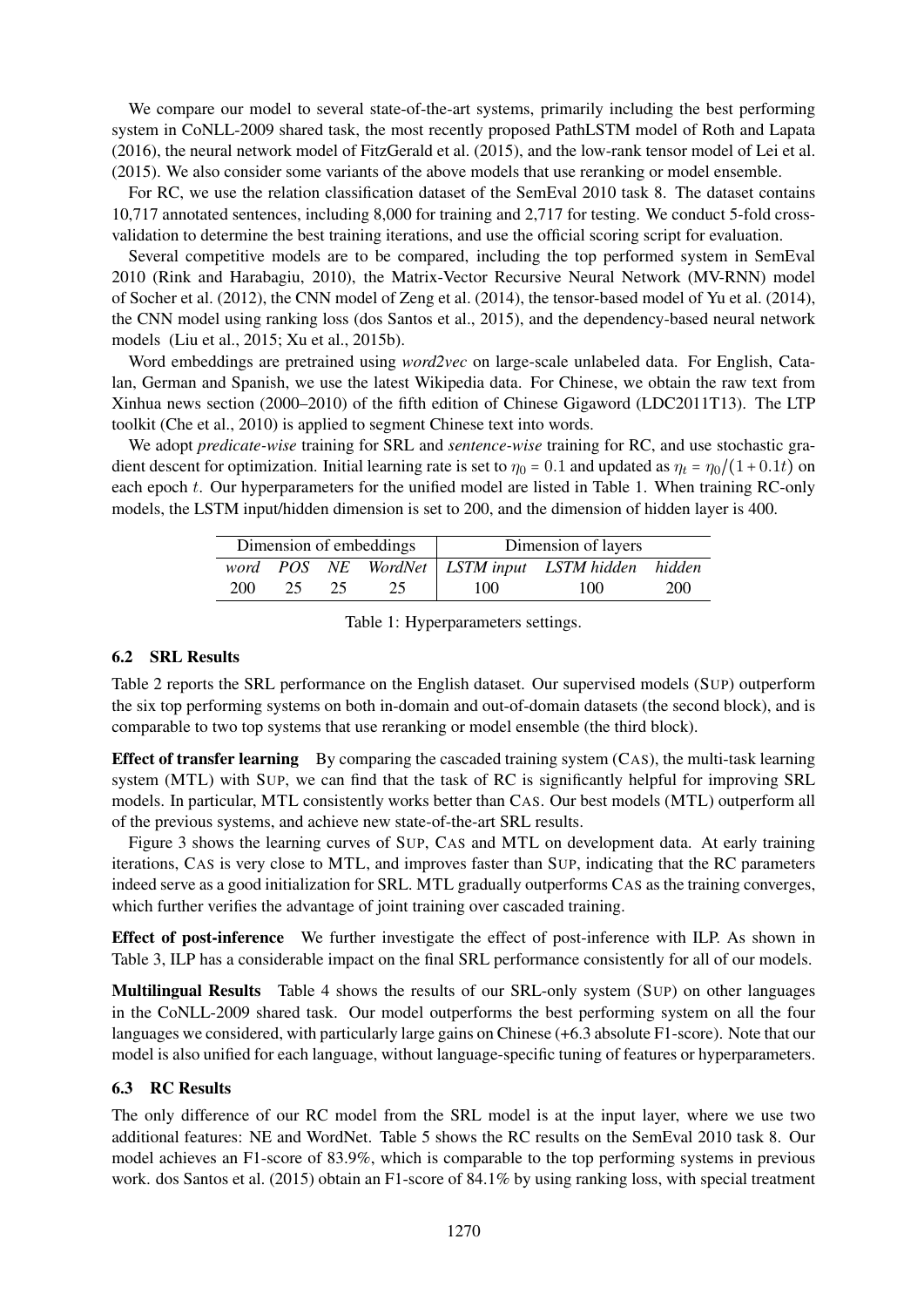We compare our model to several state-of-the-art systems, primarily including the best performing system in CoNLL-2009 shared task, the most recently proposed PathLSTM model of Roth and Lapata (2016), the neural network model of FitzGerald et al. (2015), and the low-rank tensor model of Lei et al. (2015). We also consider some variants of the above models that use reranking or model ensemble.

For RC, we use the relation classification dataset of the SemEval 2010 task 8. The dataset contains 10,717 annotated sentences, including 8,000 for training and 2,717 for testing. We conduct 5-fold cross-validation to determine the best training iterations, and use the official scoring script for evaluation.

Several competitive models are to be compared, including the top performed system in SemEval 2010 (Rink and Harabagiu, 2010), the Matrix-Vector Recursive Neural Network (MV-RNN) model of Socher et al. (2012), the CNN model of Zeng et al. (2014), the tensor-based model of Yu et al. (2014), the CNN model using ranking loss (dos Santos et al., 2015), and the dependency-based neural network models (Liu et al., 2015; Xu et al., 2015b).

Word embeddings are pretrained using *word2vec* on large-scale unlabeled data. For English, Catalan, German and Spanish, we use the latest Wikipedia data. For Chinese, we obtain the raw text from Xinhua news section (2000–2010) of the fifth edition of Chinese Gigaword (LDC2011T13). The LTP toolkit (Che et al., 2010) is applied to segment Chinese text into words.

We adopt *predicate-wise* training for SRL and *sentence-wise* training for RC, and use stochastic gradient descent for optimization. Initial learning rate is set to $\eta_0 = 0.1$ and updated as $\eta_t = \eta_0/(1 + 0.1t)$ on each epoch $t$. Our hyperparameters for the unified model are listed in Table 1. When training RC-only models, the LSTM input/hidden dimension is set to 200, and the dimension of hidden layer is 400.

| Dimension of embeddings | | | | Dimension of layers | | |
|---|---|---|---|---|---|---|
| *word* | *POS* | *NE* | *WordNet* | *LSTM input* | *LSTM hidden* | *hidden* |
| 200 | 25 | 25 | 25 | 100 | 100 | 200 |

Table 1: Hyperparameters settings.

### 6.2 SRL Results

Table 2 reports the SRL performance on the English dataset. Our supervised models (SUP) outperform the six top performing systems on both in-domain and out-of-domain datasets (the second block), and is comparable to two top systems that use reranking or model ensemble (the third block).

**Effect of transfer learning** By comparing the cascaded training system (CAS), the multi-task learning system (MTL) with SUP, we can find that the task of RC is significantly helpful for improving SRL models. In particular, MTL consistently works better than CAS. Our best models (MTL) outperform all of the previous systems, and achieve new state-of-the-art SRL results.

Figure 3 shows the learning curves of SUP, CAS and MTL on development data. At early training iterations, CAS is very close to MTL, and improves faster than SUP, indicating that the RC parameters indeed serve as a good initialization for SRL. MTL gradually outperforms CAS as the training converges, which further verifies the advantage of joint training over cascaded training.

**Effect of post-inference** We further investigate the effect of post-inference with ILP. As shown in Table 3, ILP has a considerable impact on the final SRL performance consistently for all of our models.

**Multilingual Results** Table 4 shows the results of our SRL-only system (SUP) on other languages in the CoNLL-2009 shared task. Our model outperforms the best performing system on all the four languages we considered, with particularly large gains on Chinese (+6.3 absolute F1-score). Note that our model is also unified for each language, without language-specific tuning of features or hyperparameters.

### 6.3 RC Results

The only difference of our RC model from the SRL model is at the input layer, where we use two additional features: NE and WordNet. Table 5 shows the RC results on the SemEval 2010 task 8. Our model achieves an F1-score of 83.9%, which is comparable to the top performing systems in previous work. dos Santos et al. (2015) obtain an F1-score of 84.1% by using ranking loss, with special treatment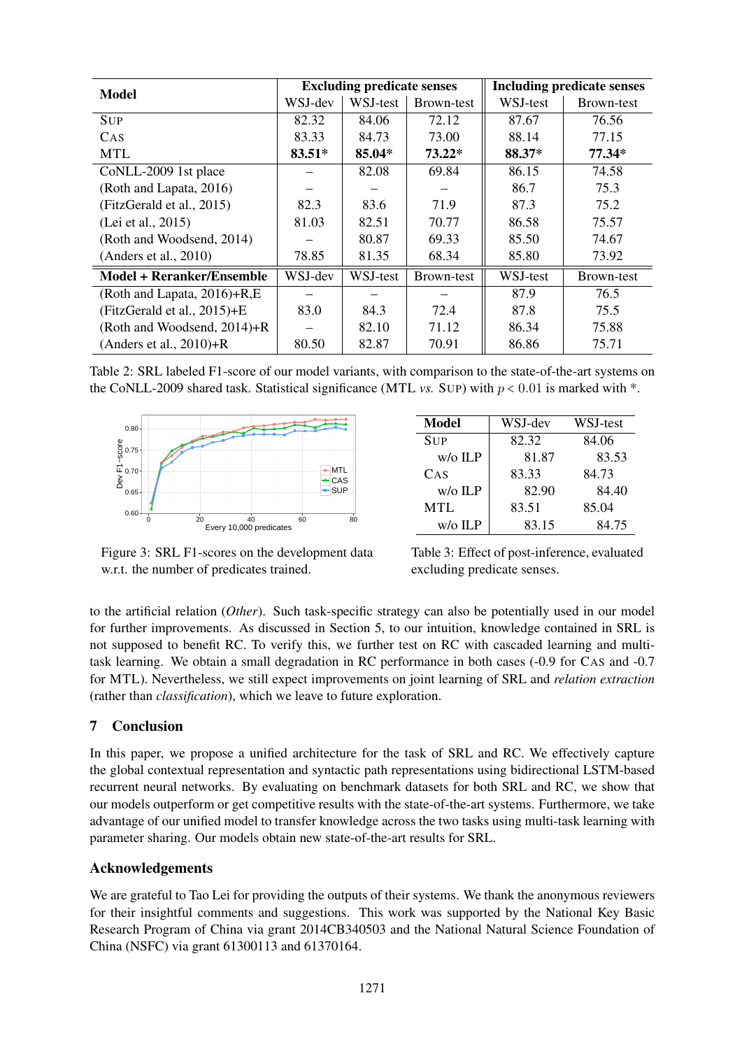| Model | Excluding predicate senses | | | Including predicate senses | |
|---|---|---|---|---|---|
| | WSJ-dev | WSJ-test | Brown-test | WSJ-test | Brown-test |
| SUP | 82.32 | 84.06 | 72.12 | 87.67 | 76.56 |
| CAS | 83.33 | 84.73 | 73.00 | 88.14 | 77.15 |
| MTL | **83.51*** | **85.04*** | **73.22*** | **88.37*** | **77.34*** |
| CoNLL-2009 1st place | – | 82.08 | 69.84 | 86.15 | 74.58 |
| (Roth and Lapata, 2016) | – | – | – | 86.7 | 75.3 |
| (FitzGerald et al., 2015) | 82.3 | 83.6 | 71.9 | 87.3 | 75.2 |
| (Lei et al., 2015) | 81.03 | 82.51 | 70.77 | 86.58 | 75.57 |
| (Roth and Woodsend, 2014) | – | 80.87 | 69.33 | 85.50 | 74.67 |
| (Anders et al., 2010) | 78.85 | 81.35 | 68.34 | 85.80 | 73.92 |
| **Model + Reranker/Ensemble** | WSJ-dev | WSJ-test | Brown-test | WSJ-test | Brown-test |
| (Roth and Lapata, 2016)+R,E | – | – | – | 87.9 | 76.5 |
| (FitzGerald et al., 2015)+E | 83.0 | 84.3 | 72.4 | 87.8 | 75.5 |
| (Roth and Woodsend, 2014)+R | – | 82.10 | 71.12 | 86.34 | 75.88 |
| (Anders et al., 2010)+R | 80.50 | 82.87 | 70.91 | 86.86 | 75.71 |

Table 2: SRL labeled F1-score of our model variants, with comparison to the state-of-the-art systems on the CoNLL-2009 shared task. Statistical significance (MTL *vs.* SUP) with $p < 0.01$ is marked with *.

Dev F1-score
0.80
0.75
0.70
0.65
0.60
0
20
40
60
80
Every 10,000 predicates
MTL
CAS
SUP

Figure 3: SRL F1-scores on the development data w.r.t. the number of predicates trained.

| Model | WSJ-dev | WSJ-test |
|---|---|---|
| SUP | 82.32 | 84.06 |
| w/o ILP | 81.87 | 83.53 |
| CAS | 83.33 | 84.73 |
| w/o ILP | 82.90 | 84.40 |
| MTL | 83.51 | 85.04 |
| w/o ILP | 83.15 | 84.75 |

Table 3: Effect of post-inference, evaluated excluding predicate senses.

to the artificial relation (*Other*). Such task-specific strategy can also be potentially used in our model for further improvements. As discussed in Section 5, to our intuition, knowledge contained in SRL is not supposed to benefit RC. To verify this, we further test on RC with cascaded learning and multi-task learning. We obtain a small degradation in RC performance in both cases (-0.9 for CAS and -0.7 for MTL). Nevertheless, we still expect improvements on joint learning of SRL and *relation extraction* (rather than *classification*), which we leave to future exploration.

## 7 Conclusion

In this paper, we propose a unified architecture for the task of SRL and RC. We effectively capture the global contextual representation and syntactic path representations using bidirectional LSTM-based recurrent neural networks. By evaluating on benchmark datasets for both SRL and RC, we show that our models outperform or get competitive results with the state-of-the-art systems. Furthermore, we take advantage of our unified model to transfer knowledge across the two tasks using multi-task learning with parameter sharing. Our models obtain new state-of-the-art results for SRL.

## Acknowledgements

We are grateful to Tao Lei for providing the outputs of their systems. We thank the anonymous reviewers for their insightful comments and suggestions. This work was supported by the National Key Basic Research Program of China via grant 2014CB340503 and the National Natural Science Foundation of China (NSFC) via grant 61300113 and 61370164.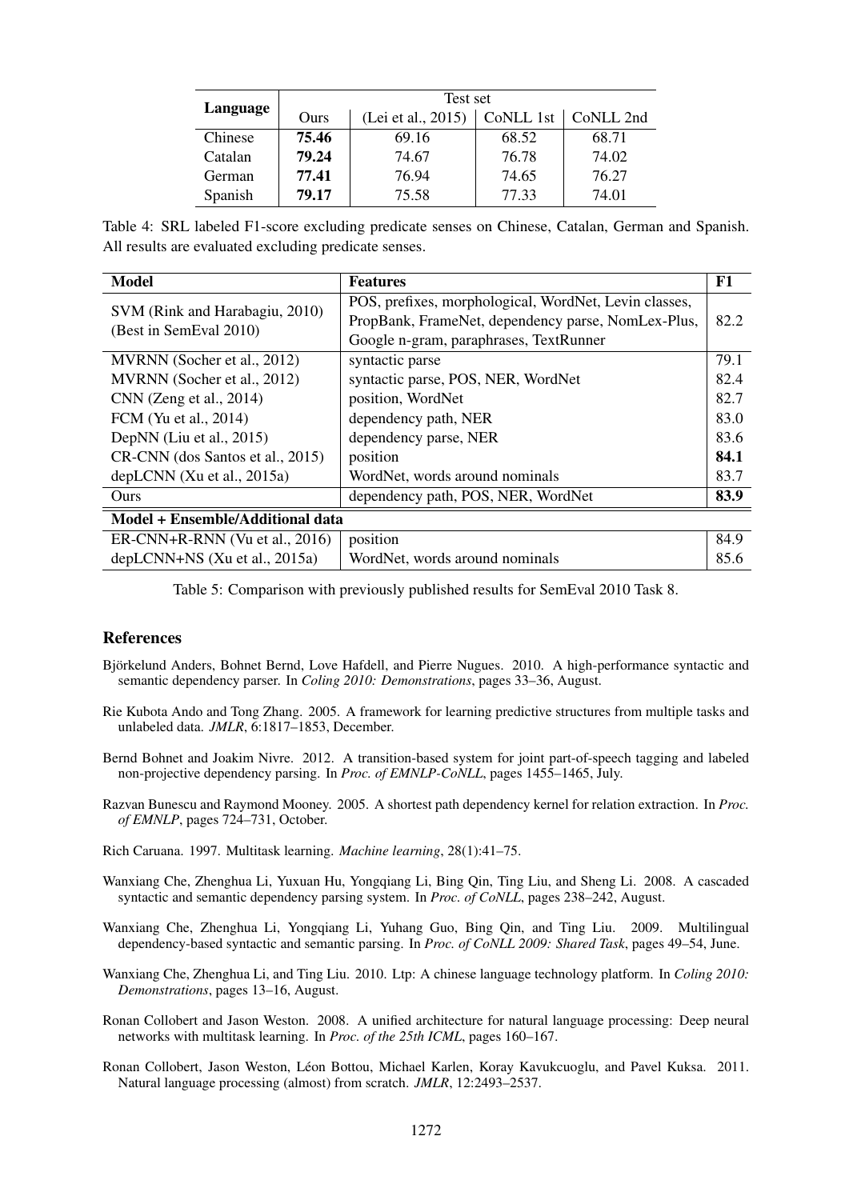| Language | Test set | | | |
|---|---|---|---|---|
| | Ours | (Lei et al., 2015) | CoNLL 1st | CoNLL 2nd |
| Chinese | **75.46** | 69.16 | 68.52 | 68.71 |
| Catalan | **79.24** | 74.67 | 76.78 | 74.02 |
| German | **77.41** | 76.94 | 74.65 | 76.27 |
| Spanish | **79.17** | 75.58 | 77.33 | 74.01 |

Table 4: SRL labeled F1-score excluding predicate senses on Chinese, Catalan, German and Spanish. All results are evaluated excluding predicate senses.

| **Model** | **Features** | **F1** |
|---|---|---|
| SVM (Rink and Harabagiu, 2010) (Best in SemEval 2010) | POS, prefixes, morphological, WordNet, Levin classes, PropBank, FrameNet, dependency parse, NomLex-Plus, Google n-gram, paraphrases, TextRunner | 82.2 |
| MVRNN (Socher et al., 2012) | syntactic parse | 79.1 |
| MVRNN (Socher et al., 2012) | syntactic parse, POS, NER, WordNet | 82.4 |
| CNN (Zeng et al., 2014) | position, WordNet | 82.7 |
| FCM (Yu et al., 2014) | dependency path, NER | 83.0 |
| DepNN (Liu et al., 2015) | dependency parse, NER | 83.6 |
| CR-CNN (dos Santos et al., 2015) | position | **84.1** |
| depLCNN (Xu et al., 2015a) | WordNet, words around nominals | 83.7 |
| Ours | dependency path, POS, NER, WordNet | **83.9** |
| **Model + Ensemble/Additional data** | | |
| ER-CNN+R-RNN (Vu et al., 2016) | position | 84.9 |
| depLCNN+NS (Xu et al., 2015a) | WordNet, words around nominals | 85.6 |

Table 5: Comparison with previously published results for SemEval 2010 Task 8.

## References

Björkelund Anders, Bohnet Bernd, Love Hafdell, and Pierre Nugues. 2010. A high-performance syntactic and semantic dependency parser. In *Coling 2010: Demonstrations*, pages 33–36, August.

Rie Kubota Ando and Tong Zhang. 2005. A framework for learning predictive structures from multiple tasks and unlabeled data. *JMLR*, 6:1817–1853, December.

Bernd Bohnet and Joakim Nivre. 2012. A transition-based system for joint part-of-speech tagging and labeled non-projective dependency parsing. In *Proc. of EMNLP-CoNLL*, pages 1455–1465, July.

Razvan Bunescu and Raymond Mooney. 2005. A shortest path dependency kernel for relation extraction. In *Proc. of EMNLP*, pages 724–731, October.

Rich Caruana. 1997. Multitask learning. *Machine learning*, 28(1):41–75.

Wanxiang Che, Zhenghua Li, Yuxuan Hu, Yongqiang Li, Bing Qin, Ting Liu, and Sheng Li. 2008. A cascaded syntactic and semantic dependency parsing system. In *Proc. of CoNLL*, pages 238–242, August.

Wanxiang Che, Zhenghua Li, Yongqiang Li, Yuhang Guo, Bing Qin, and Ting Liu. 2009. Multilingual dependency-based syntactic and semantic parsing. In *Proc. of CoNLL 2009: Shared Task*, pages 49–54, June.

Wanxiang Che, Zhenghua Li, and Ting Liu. 2010. Ltp: A chinese language technology platform. In *Coling 2010: Demonstrations*, pages 13–16, August.

Ronan Collobert and Jason Weston. 2008. A unified architecture for natural language processing: Deep neural networks with multitask learning. In *Proc. of the 25th ICML*, pages 160–167.

Ronan Collobert, Jason Weston, Léon Bottou, Michael Karlen, Koray Kavukcuoglu, and Pavel Kuksa. 2011. Natural language processing (almost) from scratch. *JMLR*, 12:2493–2537.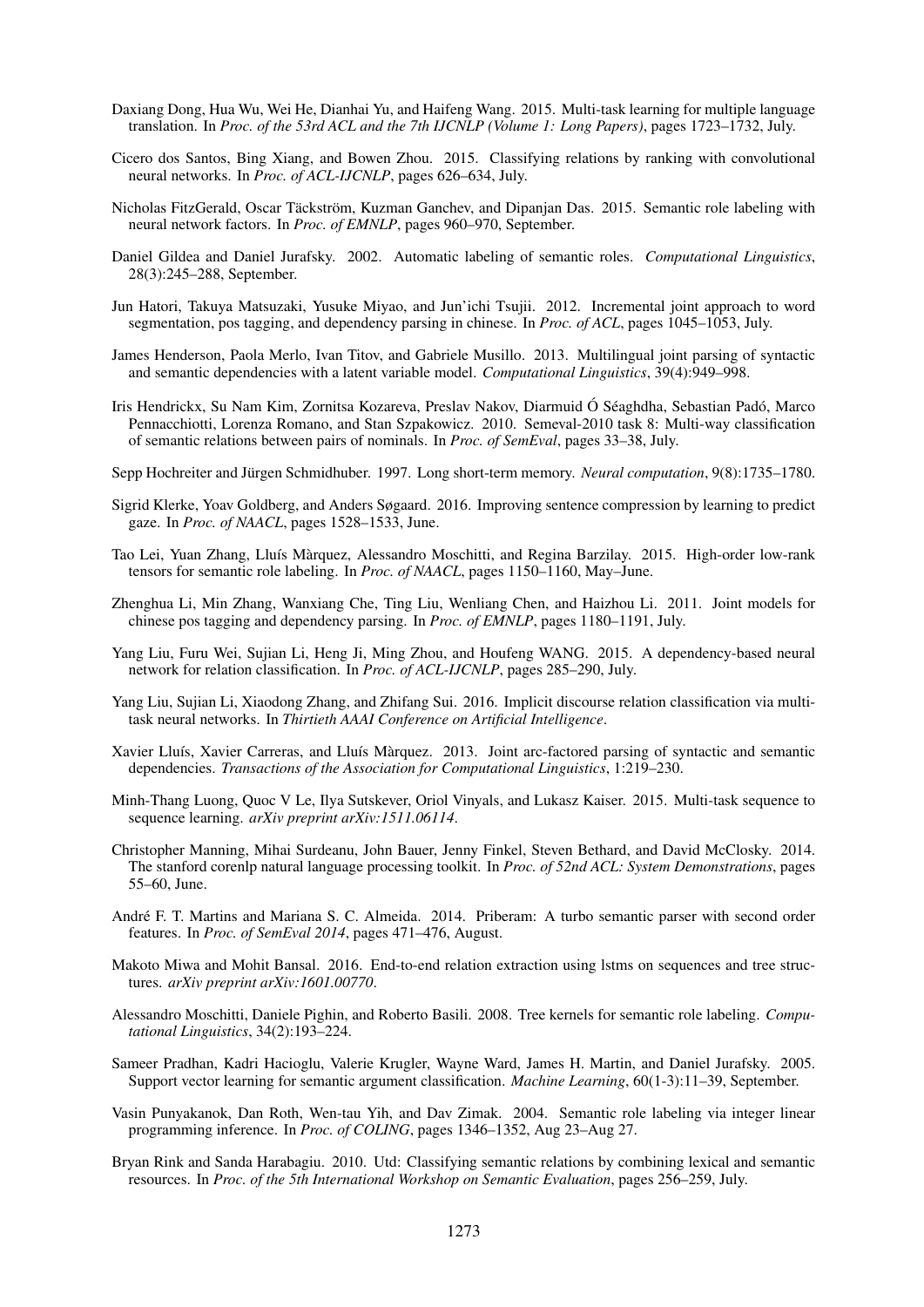Daxiang Dong, Hua Wu, Wei He, Dianhai Yu, and Haifeng Wang. 2015. Multi-task learning for multiple language translation. In *Proc. of the 53rd ACL and the 7th IJCNLP (Volume 1: Long Papers)*, pages 1723–1732, July.

Cicero dos Santos, Bing Xiang, and Bowen Zhou. 2015. Classifying relations by ranking with convolutional neural networks. In *Proc. of ACL-IJCNLP*, pages 626–634, July.

Nicholas FitzGerald, Oscar Täckström, Kuzman Ganchev, and Dipanjan Das. 2015. Semantic role labeling with neural network factors. In *Proc. of EMNLP*, pages 960–970, September.

Daniel Gildea and Daniel Jurafsky. 2002. Automatic labeling of semantic roles. *Computational Linguistics*, 28(3):245–288, September.

Jun Hatori, Takuya Matsuzaki, Yusuke Miyao, and Jun'ichi Tsujii. 2012. Incremental joint approach to word segmentation, pos tagging, and dependency parsing in chinese. In *Proc. of ACL*, pages 1045–1053, July.

James Henderson, Paola Merlo, Ivan Titov, and Gabriele Musillo. 2013. Multilingual joint parsing of syntactic and semantic dependencies with a latent variable model. *Computational Linguistics*, 39(4):949–998.

Iris Hendrickx, Su Nam Kim, Zornitsa Kozareva, Preslav Nakov, Diarmuid Ó Séaghdha, Sebastian Padó, Marco Pennacchiotti, Lorenza Romano, and Stan Szpakowicz. 2010. Semeval-2010 task 8: Multi-way classification of semantic relations between pairs of nominals. In *Proc. of SemEval*, pages 33–38, July.

Sepp Hochreiter and Jürgen Schmidhuber. 1997. Long short-term memory. *Neural computation*, 9(8):1735–1780.

Sigrid Klerke, Yoav Goldberg, and Anders Søgaard. 2016. Improving sentence compression by learning to predict gaze. In *Proc. of NAACL*, pages 1528–1533, June.

Tao Lei, Yuan Zhang, Lluís Màrquez, Alessandro Moschitti, and Regina Barzilay. 2015. High-order low-rank tensors for semantic role labeling. In *Proc. of NAACL*, pages 1150–1160, May–June.

Zhenghua Li, Min Zhang, Wanxiang Che, Ting Liu, Wenliang Chen, and Haizhou Li. 2011. Joint models for chinese pos tagging and dependency parsing. In *Proc. of EMNLP*, pages 1180–1191, July.

Yang Liu, Furu Wei, Sujian Li, Heng Ji, Ming Zhou, and Houfeng WANG. 2015. A dependency-based neural network for relation classification. In *Proc. of ACL-IJCNLP*, pages 285–290, July.

Yang Liu, Sujian Li, Xiaodong Zhang, and Zhifang Sui. 2016. Implicit discourse relation classification via multi-task neural networks. In *Thirtieth AAAI Conference on Artificial Intelligence*.

Xavier Lluís, Xavier Carreras, and Lluís Màrquez. 2013. Joint arc-factored parsing of syntactic and semantic dependencies. *Transactions of the Association for Computational Linguistics*, 1:219–230.

Minh-Thang Luong, Quoc V Le, Ilya Sutskever, Oriol Vinyals, and Lukasz Kaiser. 2015. Multi-task sequence to sequence learning. *arXiv preprint arXiv:1511.06114*.

Christopher Manning, Mihai Surdeanu, John Bauer, Jenny Finkel, Steven Bethard, and David McClosky. 2014. The stanford corenlp natural language processing toolkit. In *Proc. of 52nd ACL: System Demonstrations*, pages 55–60, June.

André F. T. Martins and Mariana S. C. Almeida. 2014. Priberam: A turbo semantic parser with second order features. In *Proc. of SemEval 2014*, pages 471–476, August.

Makoto Miwa and Mohit Bansal. 2016. End-to-end relation extraction using lstms on sequences and tree structures. *arXiv preprint arXiv:1601.00770*.

Alessandro Moschitti, Daniele Pighin, and Roberto Basili. 2008. Tree kernels for semantic role labeling. *Computational Linguistics*, 34(2):193–224.

Sameer Pradhan, Kadri Hacioglu, Valerie Krugler, Wayne Ward, James H. Martin, and Daniel Jurafsky. 2005. Support vector learning for semantic argument classification. *Machine Learning*, 60(1-3):11–39, September.

Vasin Punyakanok, Dan Roth, Wen-tau Yih, and Dav Zimak. 2004. Semantic role labeling via integer linear programming inference. In *Proc. of COLING*, pages 1346–1352, Aug 23–Aug 27.

Bryan Rink and Sanda Harabagiu. 2010. Utd: Classifying semantic relations by combining lexical and semantic resources. In *Proc. of the 5th International Workshop on Semantic Evaluation*, pages 256–259, July.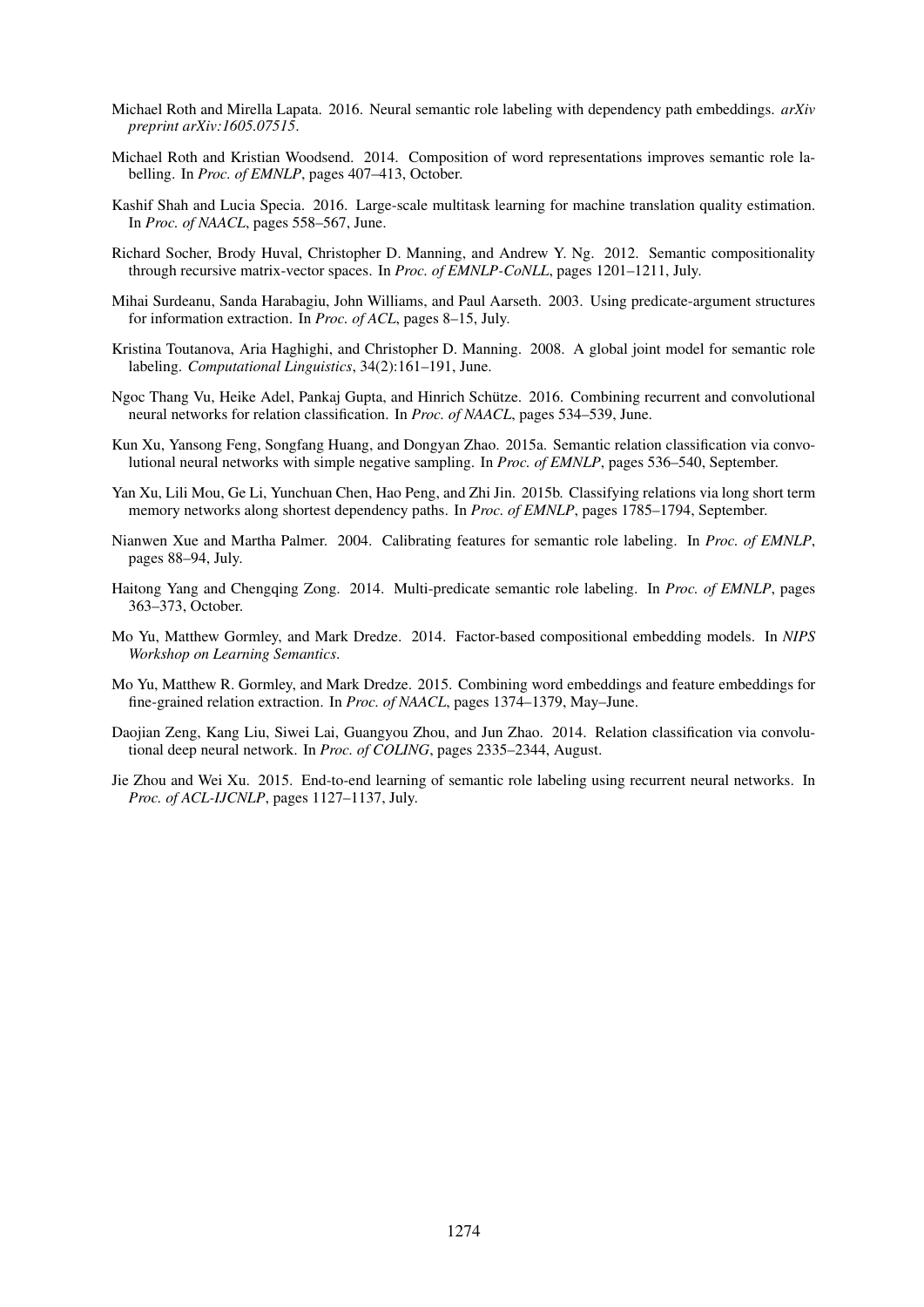Michael Roth and Mirella Lapata. 2016. Neural semantic role labeling with dependency path embeddings. *arXiv preprint arXiv:1605.07515*.

Michael Roth and Kristian Woodsend. 2014. Composition of word representations improves semantic role labelling. In *Proc. of EMNLP*, pages 407–413, October.

Kashif Shah and Lucia Specia. 2016. Large-scale multitask learning for machine translation quality estimation. In *Proc. of NAACL*, pages 558–567, June.

Richard Socher, Brody Huval, Christopher D. Manning, and Andrew Y. Ng. 2012. Semantic compositionality through recursive matrix-vector spaces. In *Proc. of EMNLP-CoNLL*, pages 1201–1211, July.

Mihai Surdeanu, Sanda Harabagiu, John Williams, and Paul Aarseth. 2003. Using predicate-argument structures for information extraction. In *Proc. of ACL*, pages 8–15, July.

Kristina Toutanova, Aria Haghighi, and Christopher D. Manning. 2008. A global joint model for semantic role labeling. *Computational Linguistics*, 34(2):161–191, June.

Ngoc Thang Vu, Heike Adel, Pankaj Gupta, and Hinrich Schütze. 2016. Combining recurrent and convolutional neural networks for relation classification. In *Proc. of NAACL*, pages 534–539, June.

Kun Xu, Yansong Feng, Songfang Huang, and Dongyan Zhao. 2015a. Semantic relation classification via convolutional neural networks with simple negative sampling. In *Proc. of EMNLP*, pages 536–540, September.

Yan Xu, Lili Mou, Ge Li, Yunchuan Chen, Hao Peng, and Zhi Jin. 2015b. Classifying relations via long short term memory networks along shortest dependency paths. In *Proc. of EMNLP*, pages 1785–1794, September.

Nianwen Xue and Martha Palmer. 2004. Calibrating features for semantic role labeling. In *Proc. of EMNLP*, pages 88–94, July.

Haitong Yang and Chengqing Zong. 2014. Multi-predicate semantic role labeling. In *Proc. of EMNLP*, pages 363–373, October.

Mo Yu, Matthew Gormley, and Mark Dredze. 2014. Factor-based compositional embedding models. In *NIPS Workshop on Learning Semantics*.

Mo Yu, Matthew R. Gormley, and Mark Dredze. 2015. Combining word embeddings and feature embeddings for fine-grained relation extraction. In *Proc. of NAACL*, pages 1374–1379, May–June.

Daojian Zeng, Kang Liu, Siwei Lai, Guangyou Zhou, and Jun Zhao. 2014. Relation classification via convolutional deep neural network. In *Proc. of COLING*, pages 2335–2344, August.

Jie Zhou and Wei Xu. 2015. End-to-end learning of semantic role labeling using recurrent neural networks. In *Proc. of ACL-IJCNLP*, pages 1127–1137, July.